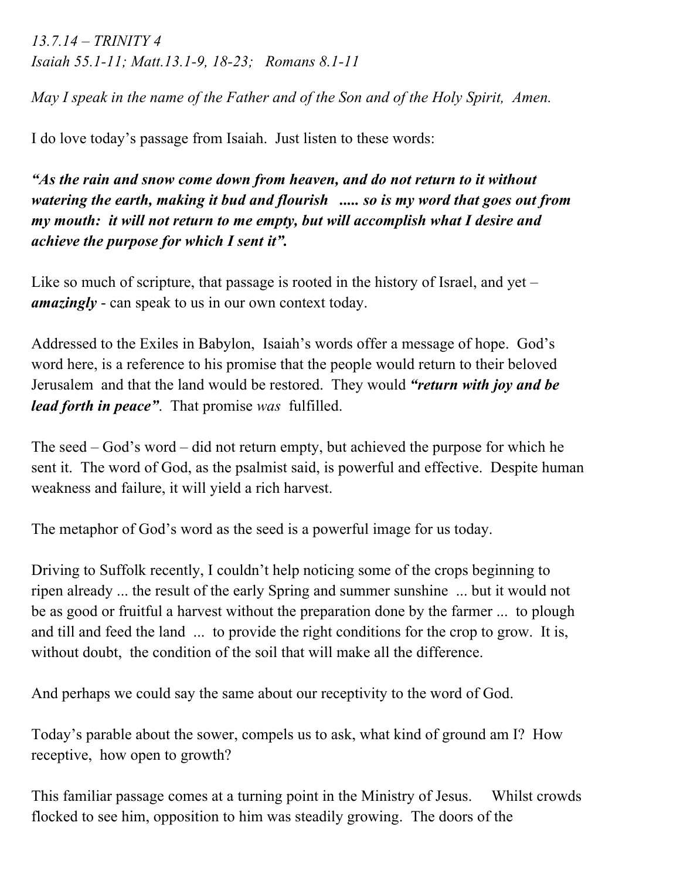*13.7.14 – TRINITY 4*
*Isaiah 55.1-11; Matt.13.1-9, 18-23; Romans 8.1-11*

*May I speak in the name of the Father and of the Son and of the Holy Spirit, Amen.*

I do love today's passage from Isaiah. Just listen to these words:

***"As the rain and snow come down from heaven, and do not return to it without watering the earth, making it bud and flourish ..... so is my word that goes out from my mouth: it will not return to me empty, but will accomplish what I desire and achieve the purpose for which I sent it".***

Like so much of scripture, that passage is rooted in the history of Israel, and yet – ***amazingly*** - can speak to us in our own context today.

Addressed to the Exiles in Babylon, Isaiah's words offer a message of hope. God's word here, is a reference to his promise that the people would return to their beloved Jerusalem and that the land would be restored. They would ***"return with joy and be lead forth in peace"***. That promise *was* fulfilled.

The seed – God's word – did not return empty, but achieved the purpose for which he sent it. The word of God, as the psalmist said, is powerful and effective. Despite human weakness and failure, it will yield a rich harvest.

The metaphor of God's word as the seed is a powerful image for us today.

Driving to Suffolk recently, I couldn't help noticing some of the crops beginning to ripen already ... the result of the early Spring and summer sunshine ... but it would not be as good or fruitful a harvest without the preparation done by the farmer ... to plough and till and feed the land ... to provide the right conditions for the crop to grow. It is, without doubt, the condition of the soil that will make all the difference.

And perhaps we could say the same about our receptivity to the word of God.

Today's parable about the sower, compels us to ask, what kind of ground am I? How receptive, how open to growth?

This familiar passage comes at a turning point in the Ministry of Jesus. Whilst crowds flocked to see him, opposition to him was steadily growing. The doors of the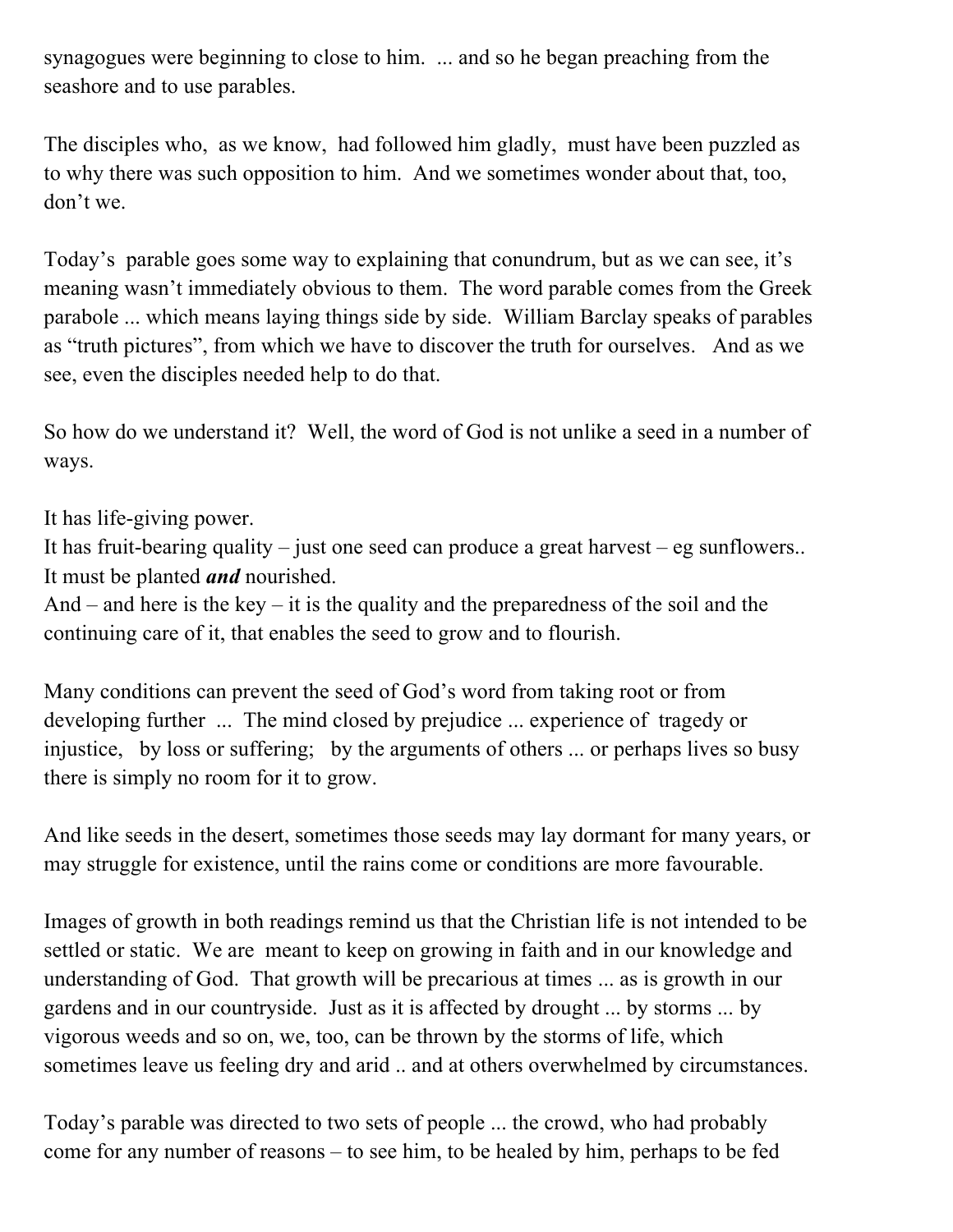synagogues were beginning to close to him. ... and so he began preaching from the seashore and to use parables.

The disciples who, as we know, had followed him gladly, must have been puzzled as to why there was such opposition to him. And we sometimes wonder about that, too, don't we.

Today's parable goes some way to explaining that conundrum, but as we can see, it's meaning wasn't immediately obvious to them. The word parable comes from the Greek parabole ... which means laying things side by side. William Barclay speaks of parables as "truth pictures", from which we have to discover the truth for ourselves. And as we see, even the disciples needed help to do that.

So how do we understand it? Well, the word of God is not unlike a seed in a number of ways.

It has life-giving power.
It has fruit-bearing quality – just one seed can produce a great harvest – eg sunflowers..
It must be planted ***and*** nourished.
And – and here is the key – it is the quality and the preparedness of the soil and the continuing care of it, that enables the seed to grow and to flourish.

Many conditions can prevent the seed of God's word from taking root or from developing further ... The mind closed by prejudice ... experience of tragedy or injustice, by loss or suffering; by the arguments of others ... or perhaps lives so busy there is simply no room for it to grow.

And like seeds in the desert, sometimes those seeds may lay dormant for many years, or may struggle for existence, until the rains come or conditions are more favourable.

Images of growth in both readings remind us that the Christian life is not intended to be settled or static. We are meant to keep on growing in faith and in our knowledge and understanding of God. That growth will be precarious at times ... as is growth in our gardens and in our countryside. Just as it is affected by drought ... by storms ... by vigorous weeds and so on, we, too, can be thrown by the storms of life, which sometimes leave us feeling dry and arid .. and at others overwhelmed by circumstances.

Today's parable was directed to two sets of people ... the crowd, who had probably come for any number of reasons – to see him, to be healed by him, perhaps to be fed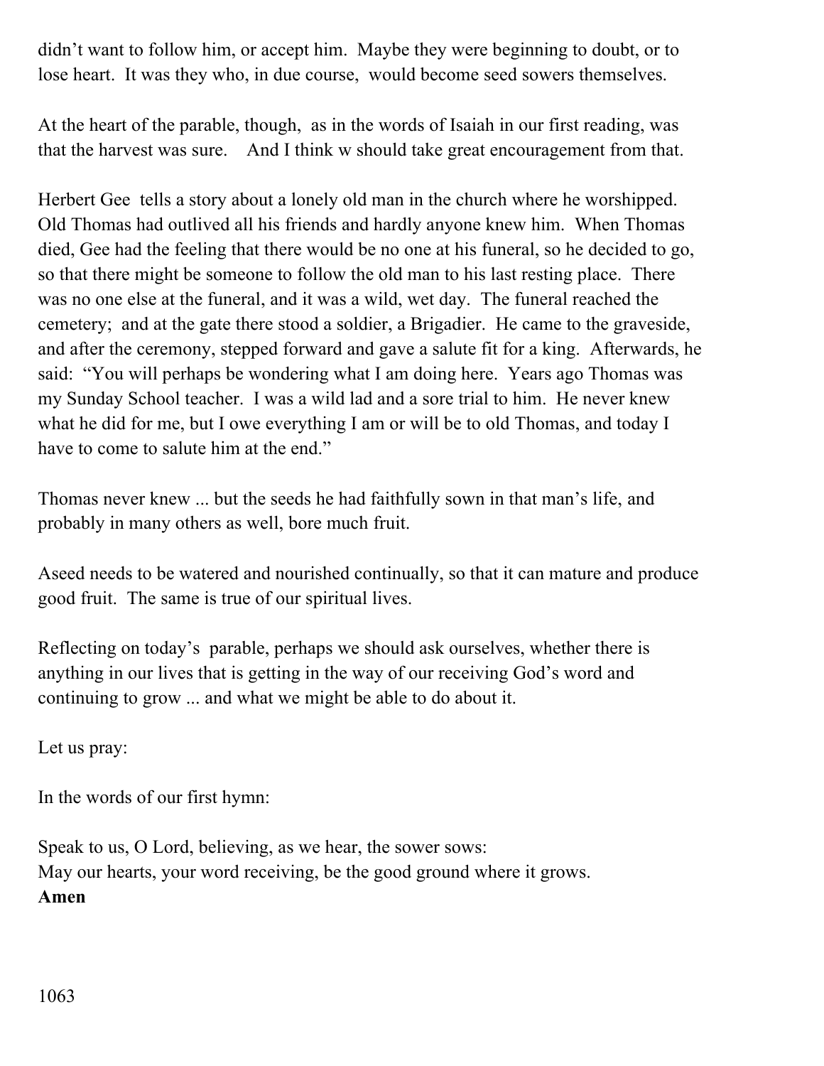didn't want to follow him, or accept him. Maybe they were beginning to doubt, or to lose heart. It was they who, in due course, would become seed sowers themselves.

At the heart of the parable, though, as in the words of Isaiah in our first reading, was that the harvest was sure. And I think w should take great encouragement from that.

Herbert Gee tells a story about a lonely old man in the church where he worshipped. Old Thomas had outlived all his friends and hardly anyone knew him. When Thomas died, Gee had the feeling that there would be no one at his funeral, so he decided to go, so that there might be someone to follow the old man to his last resting place. There was no one else at the funeral, and it was a wild, wet day. The funeral reached the cemetery; and at the gate there stood a soldier, a Brigadier. He came to the graveside, and after the ceremony, stepped forward and gave a salute fit for a king. Afterwards, he said: "You will perhaps be wondering what I am doing here. Years ago Thomas was my Sunday School teacher. I was a wild lad and a sore trial to him. He never knew what he did for me, but I owe everything I am or will be to old Thomas, and today I have to come to salute him at the end."

Thomas never knew ... but the seeds he had faithfully sown in that man's life, and probably in many others as well, bore much fruit.

Aseed needs to be watered and nourished continually, so that it can mature and produce good fruit. The same is true of our spiritual lives.

Reflecting on today's parable, perhaps we should ask ourselves, whether there is anything in our lives that is getting in the way of our receiving God's word and continuing to grow ... and what we might be able to do about it.

Let us pray:

In the words of our first hymn:

Speak to us, O Lord, believing, as we hear, the sower sows:
May our hearts, your word receiving, be the good ground where it grows.
**Amen**

1063